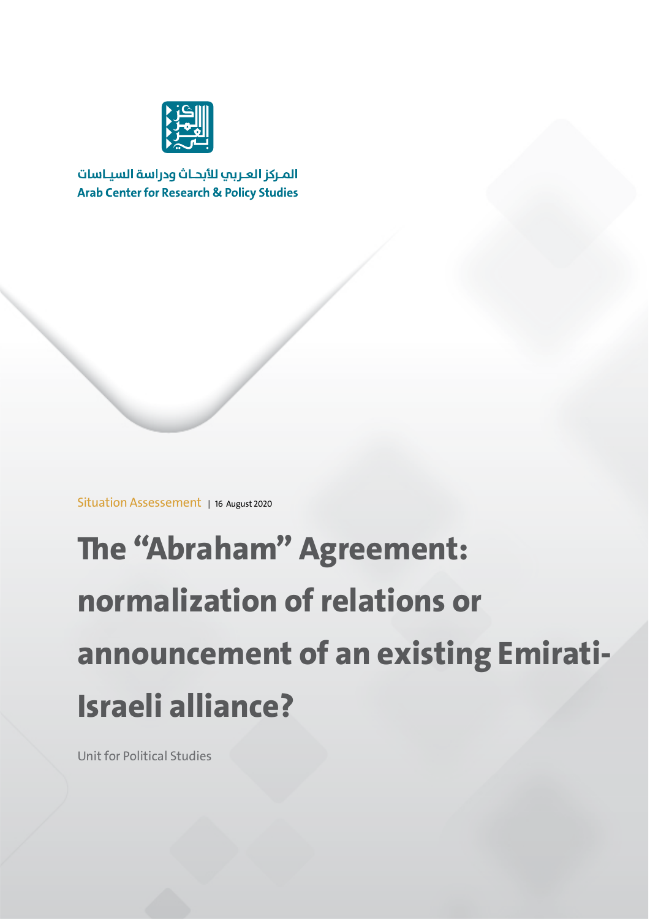المركز العربي للأبحاث ودراسة السياسات
Arab Center for Research & Policy Studies

Situation Assessement | 16 August 2020

# The "Abraham" Agreement: normalization of relations or announcement of an existing Emirati-Israeli alliance?

Unit for Political Studies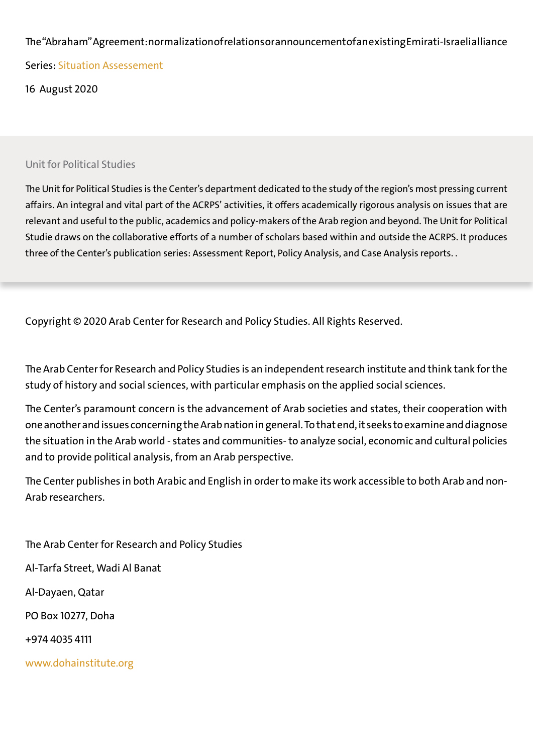The “Abraham” Agreement: normalization of relations or announcement of an existing Emirati-Israeli alliance

Series: Situation Assessement

16 August 2020

Unit for Political Studies

The Unit for Political Studies is the Center’s department dedicated to the study of the region’s most pressing current affairs. An integral and vital part of the ACRPS’ activities, it offers academically rigorous analysis on issues that are relevant and useful to the public, academics and policy-makers of the Arab region and beyond. The Unit for Political Studie draws on the collaborative efforts of a number of scholars based within and outside the ACRPS. It produces three of the Center’s publication series: Assessment Report, Policy Analysis, and Case Analysis reports. .

Copyright © 2020 Arab Center for Research and Policy Studies. All Rights Reserved.

The Arab Center for Research and Policy Studies is an independent research institute and think tank for the study of history and social sciences, with particular emphasis on the applied social sciences.

The Center’s paramount concern is the advancement of Arab societies and states, their cooperation with one another and issues concerning the Arab nation in general. To that end, it seeks to examine and diagnose the situation in the Arab world - states and communities- to analyze social, economic and cultural policies and to provide political analysis, from an Arab perspective.

The Center publishes in both Arabic and English in order to make its work accessible to both Arab and non-Arab researchers.

The Arab Center for Research and Policy Studies

Al-Tarfa Street, Wadi Al Banat

Al-Dayaen, Qatar

PO Box 10277, Doha

+974 4035 4111

www.dohainstitute.org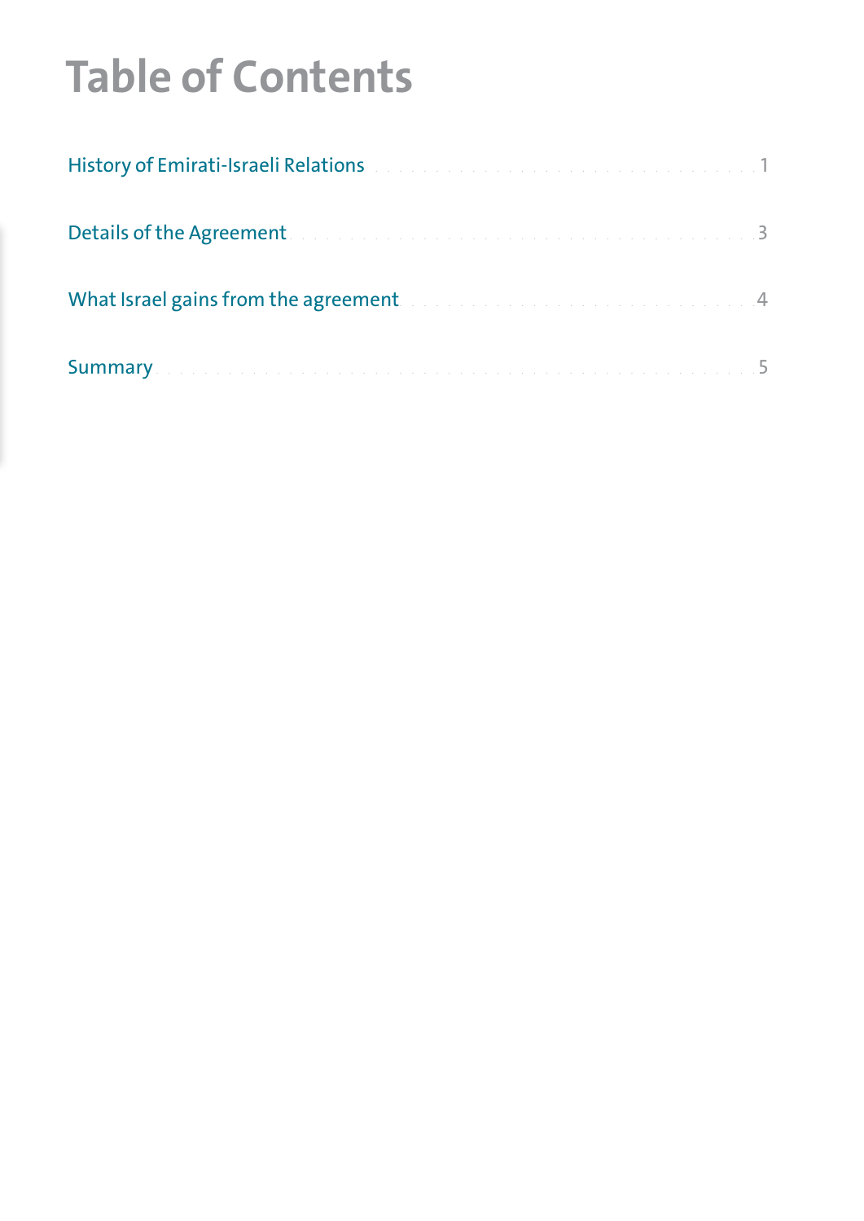# Table of Contents

History of Emirati-Israeli Relations . . . . . . . . . . . . . . . . . . . . . . . . . . . . . . . . . 1

Details of the Agreement . . . . . . . . . . . . . . . . . . . . . . . . . . . . . . . . . . . . . . . . 3

What Israel gains from the agreement . . . . . . . . . . . . . . . . . . . . . . . . . . . . . . . 4

Summary . . . . . . . . . . . . . . . . . . . . . . . . . . . . . . . . . . . . . . . . . . . . . . . . . . . . 5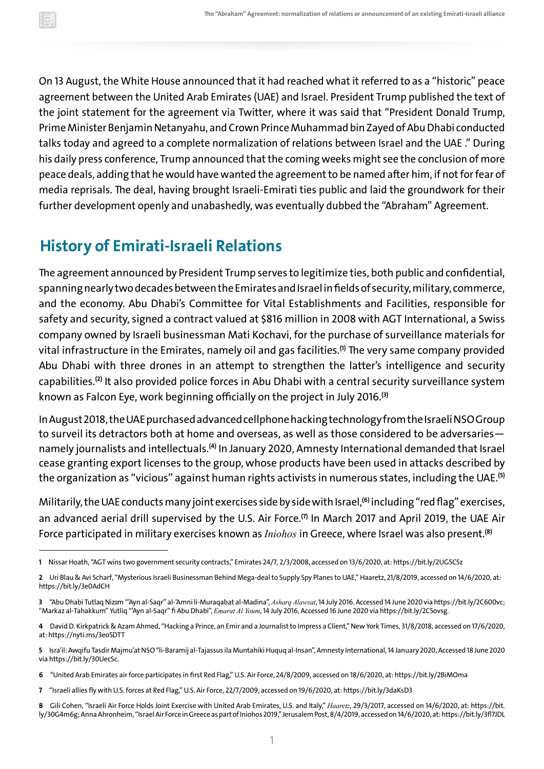On 13 August, the White House announced that it had reached what it referred to as a "historic" peace agreement between the United Arab Emirates (UAE) and Israel. President Trump published the text of the joint statement for the agreement via Twitter, where it was said that "President Donald Trump, Prime Minister Benjamin Netanyahu, and Crown Prince Muhammad bin Zayed of Abu Dhabi conducted talks today and agreed to a complete normalization of relations between Israel and the UAE ." During his daily press conference, Trump announced that the coming weeks might see the conclusion of more peace deals, adding that he would have wanted the agreement to be named after him, if not for fear of media reprisals. The deal, having brought Israeli-Emirati ties public and laid the groundwork for their further development openly and unabashedly, was eventually dubbed the "Abraham" Agreement.

## History of Emirati-Israeli Relations

The agreement announced by President Trump serves to legitimize ties, both public and confidential, spanning nearly two decades between the Emirates and Israel in fields of security, military, commerce, and the economy. Abu Dhabi's Committee for Vital Establishments and Facilities, responsible for safety and security, signed a contract valued at $816 million in 2008 with AGT International, a Swiss company owned by Israeli businessman Mati Kochavi, for the purchase of surveillance materials for vital infrastructure in the Emirates, namely oil and gas facilities.[1] The very same company provided Abu Dhabi with three drones in an attempt to strengthen the latter's intelligence and security capabilities.[2] It also provided police forces in Abu Dhabi with a central security surveillance system known as Falcon Eye, work beginning officially on the project in July 2016.[3]

In August 2018, the UAE purchased advanced cellphone hacking technology from the Israeli NSO Group to surveil its detractors both at home and overseas, as well as those considered to be adversaries—namely journalists and intellectuals.[4] In January 2020, Amnesty International demanded that Israel cease granting export licenses to the group, whose products have been used in attacks described by the organization as "vicious" against human rights activists in numerous states, including the UAE.[5]

Militarily, the UAE conducts many joint exercises side by side with Israel,[6] including "red flag" exercises, an advanced aerial drill supervised by the U.S. Air Force.[7] In March 2017 and April 2019, the UAE Air Force participated in military exercises known as *Iniohos* in Greece, where Israel was also present.[8]

---

**1** Nissar Hoath, "AGT wins two government security contracts," Emirates 24/7, 2/3/2008, accessed on 13/6/2020, at: https://bit.ly/2UG5C5z

**2** Uri Blau & Avi Scharf, "Mysterious Israeli Businessman Behind Mega-deal to Supply Spy Planes to UAE," Haaretz, 21/8/2019, accessed on 14/6/2020, at: https://bit.ly/3e0AdCH

**3** "Abu Dhabi Tutlaq Nizam "'Ayn al-Saqr" al-'Amni li-Muraqabat al-Madina", *Asharq Alawsat*, 14 July 2016. Accessed 14 June 2020 via https://bit.ly/2C600vc; "Markaz al-Tahakkum" Yutliq "'Ayn al-Saqr" fi Abu Dhabi", *Emarat Al Youm*, 14 July 2016, Accessed 16 June 2020 via https://bit.ly/2C5ovsg.

**4** David D. Kirkpatrick & Azam Ahmed, "Hacking a Prince, an Emir and a Journalist to Impress a Client," New York Times, 31/8/2018, accessed on 17/6/2020, at: https://nyti.ms/3eo5DTT

**5** Isra'il: Awqifu Tasdir Majmu'at NSO "li-Baramij al-Tajassus ila Muntahiki Huquq al-Insan", Amnesty International, 14 January 2020, Accessed 18 June 2020 via https://bit.ly/30UecSc.

**6** "United Arab Emirates air force participates in first Red Flag," U.S. Air Force, 24/8/2009, accessed on 18/6/2020, at: https://bit.ly/2BiMOma

**7** "Israeli allies fly with U.S. forces at Red Flag," U.S. Air Force, 22/7/2009, accessed on 19/6/2020, at: https://bit.ly/3daKsD3

**8** Gili Cohen, "Israeli Air Force Holds Joint Exercise with United Arab Emirates, U.S. and Italy," *Haaretz*, 29/3/2017, accessed on 14/6/2020, at: https://bit.ly/30G4m6g; Anna Ahronheim, "Israel Air Force in Greece as part of Iniohos 2019," Jerusalem Post, 8/4/2019, accessed on 14/6/2020, at: https://bit.ly/3fl7JDL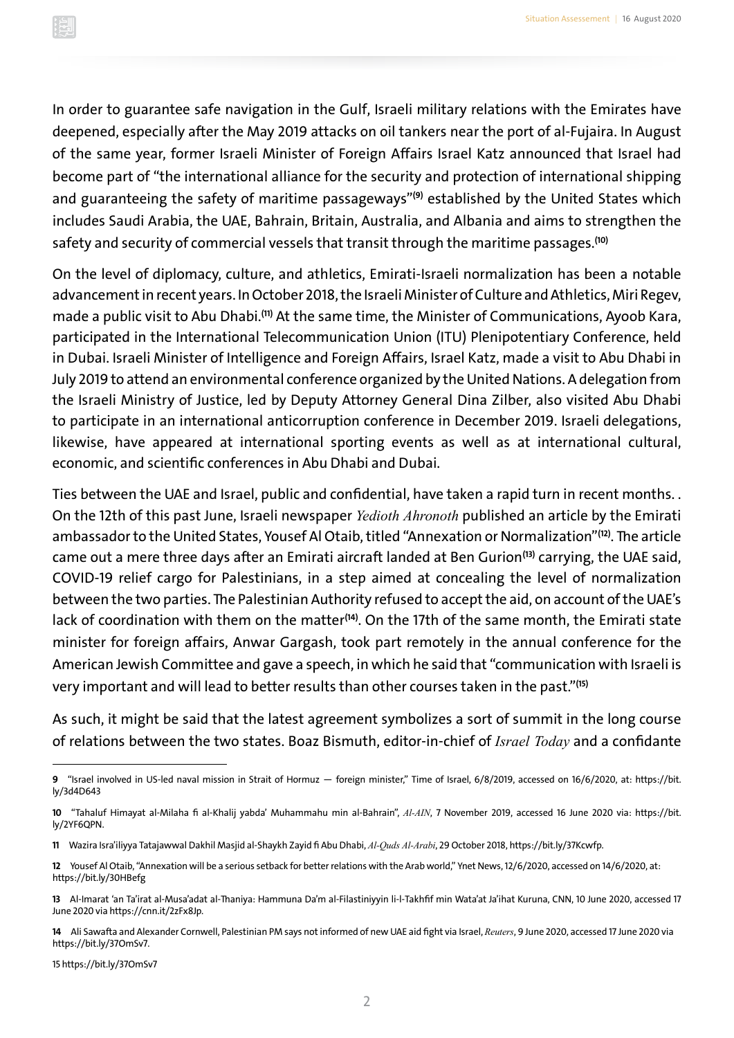In order to guarantee safe navigation in the Gulf, Israeli military relations with the Emirates have deepened, especially after the May 2019 attacks on oil tankers near the port of al-Fujaira. In August of the same year, former Israeli Minister of Foreign Affairs Israel Katz announced that Israel had become part of "the international alliance for the security and protection of international shipping and guaranteeing the safety of maritime passageways"[9] established by the United States which includes Saudi Arabia, the UAE, Bahrain, Britain, Australia, and Albania and aims to strengthen the safety and security of commercial vessels that transit through the maritime passages.[10]

On the level of diplomacy, culture, and athletics, Emirati-Israeli normalization has been a notable advancement in recent years. In October 2018, the Israeli Minister of Culture and Athletics, Miri Regev, made a public visit to Abu Dhabi.[11] At the same time, the Minister of Communications, Ayoob Kara, participated in the International Telecommunication Union (ITU) Plenipotentiary Conference, held in Dubai. Israeli Minister of Intelligence and Foreign Affairs, Israel Katz, made a visit to Abu Dhabi in July 2019 to attend an environmental conference organized by the United Nations. A delegation from the Israeli Ministry of Justice, led by Deputy Attorney General Dina Zilber, also visited Abu Dhabi to participate in an international anticorruption conference in December 2019. Israeli delegations, likewise, have appeared at international sporting events as well as at international cultural, economic, and scientific conferences in Abu Dhabi and Dubai.

Ties between the UAE and Israel, public and confidential, have taken a rapid turn in recent months. . On the 12th of this past June, Israeli newspaper *Yedioth Ahronoth* published an article by the Emirati ambassador to the United States, Yousef Al Otaib, titled "Annexation or Normalization"[12]. The article came out a mere three days after an Emirati aircraft landed at Ben Gurion[13] carrying, the UAE said, COVID-19 relief cargo for Palestinians, in a step aimed at concealing the level of normalization between the two parties. The Palestinian Authority refused to accept the aid, on account of the UAE's lack of coordination with them on the matter[14]. On the 17th of the same month, the Emirati state minister for foreign affairs, Anwar Gargash, took part remotely in the annual conference for the American Jewish Committee and gave a speech, in which he said that "communication with Israeli is very important and will lead to better results than other courses taken in the past."[15]

As such, it might be said that the latest agreement symbolizes a sort of summit in the long course of relations between the two states. Boaz Bismuth, editor-in-chief of *Israel Today* and a confidante

---

9 "Israel involved in US-led naval mission in Strait of Hormuz — foreign minister," Time of Israel, 6/8/2019, accessed on 16/6/2020, at: https://bit.ly/3d4D643

10 "Tahaluf Himayat al-Milaha fi al-Khalij yabda' Muhammahu min al-Bahrain", *Al-AIN*, 7 November 2019, accessed 16 June 2020 via: https://bit.ly/2YF6QPN.

11 Wazira Isra'iliyya Tatajawwal Dakhil Masjid al-Shaykh Zayid fi Abu Dhabi, *Al-Quds Al-Arabi*, 29 October 2018, https://bit.ly/37Kcwfp.

12 Yousef Al Otaib, "Annexation will be a serious setback for better relations with the Arab world," Ynet News, 12/6/2020, accessed on 14/6/2020, at: https://bit.ly/30HBefg

13 Al-Imarat 'an Ta'irat al-Musa'adat al-Thaniya: Hammuna Da'm al-Filastiniyyin li-l-Takhfif min Wata'at Ja'ihat Kuruna, CNN, 10 June 2020, accessed 17 June 2020 via https://cnn.it/2zFx8Jp.

14 Ali Sawafta and Alexander Cornwell, Palestinian PM says not informed of new UAE aid fight via Israel, *Reuters*, 9 June 2020, accessed 17 June 2020 via https://bit.ly/37OmSv7.

15 https://bit.ly/37OmSv7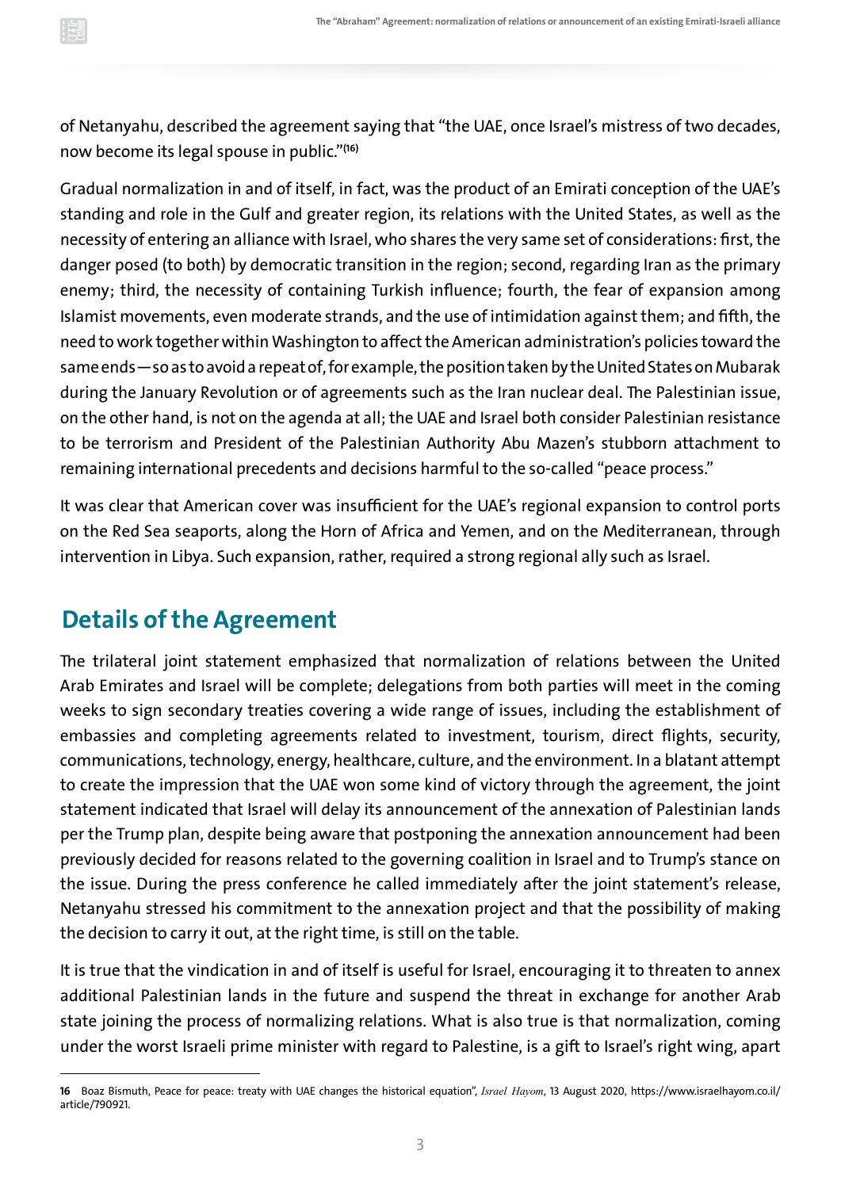of Netanyahu, described the agreement saying that "the UAE, once Israel's mistress of two decades, now become its legal spouse in public."[16]

Gradual normalization in and of itself, in fact, was the product of an Emirati conception of the UAE's standing and role in the Gulf and greater region, its relations with the United States, as well as the necessity of entering an alliance with Israel, who shares the very same set of considerations: first, the danger posed (to both) by democratic transition in the region; second, regarding Iran as the primary enemy; third, the necessity of containing Turkish influence; fourth, the fear of expansion among Islamist movements, even moderate strands, and the use of intimidation against them; and fifth, the need to work together within Washington to affect the American administration's policies toward the same ends—so as to avoid a repeat of, for example, the position taken by the United States on Mubarak during the January Revolution or of agreements such as the Iran nuclear deal. The Palestinian issue, on the other hand, is not on the agenda at all; the UAE and Israel both consider Palestinian resistance to be terrorism and President of the Palestinian Authority Abu Mazen's stubborn attachment to remaining international precedents and decisions harmful to the so-called "peace process."

It was clear that American cover was insufficient for the UAE's regional expansion to control ports on the Red Sea seaports, along the Horn of Africa and Yemen, and on the Mediterranean, through intervention in Libya. Such expansion, rather, required a strong regional ally such as Israel.

## Details of the Agreement

The trilateral joint statement emphasized that normalization of relations between the United Arab Emirates and Israel will be complete; delegations from both parties will meet in the coming weeks to sign secondary treaties covering a wide range of issues, including the establishment of embassies and completing agreements related to investment, tourism, direct flights, security, communications, technology, energy, healthcare, culture, and the environment. In a blatant attempt to create the impression that the UAE won some kind of victory through the agreement, the joint statement indicated that Israel will delay its announcement of the annexation of Palestinian lands per the Trump plan, despite being aware that postponing the annexation announcement had been previously decided for reasons related to the governing coalition in Israel and to Trump's stance on the issue. During the press conference he called immediately after the joint statement's release, Netanyahu stressed his commitment to the annexation project and that the possibility of making the decision to carry it out, at the right time, is still on the table.

It is true that the vindication in and of itself is useful for Israel, encouraging it to threaten to annex additional Palestinian lands in the future and suspend the threat in exchange for another Arab state joining the process of normalizing relations. What is also true is that normalization, coming under the worst Israeli prime minister with regard to Palestine, is a gift to Israel's right wing, apart

---

16 Boaz Bismuth, Peace for peace: treaty with UAE changes the historical equation", *Israel Hayom*, 13 August 2020, https://www.israelhayom.co.il/article/790921.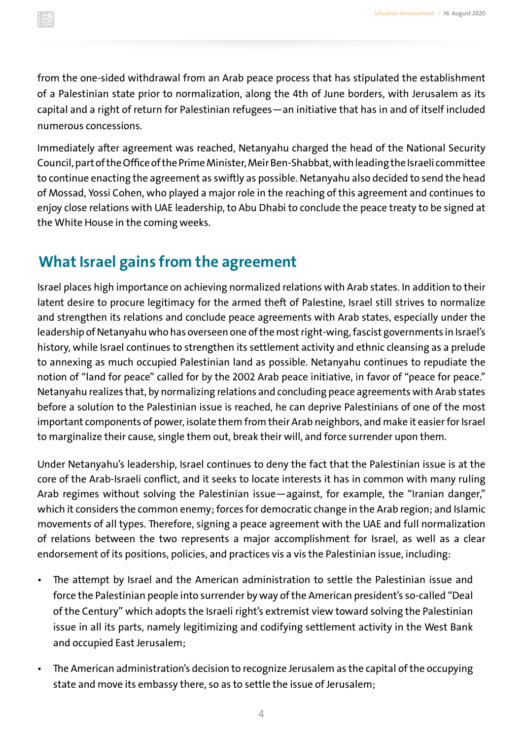from the one-sided withdrawal from an Arab peace process that has stipulated the establishment of a Palestinian state prior to normalization, along the 4th of June borders, with Jerusalem as its capital and a right of return for Palestinian refugees—an initiative that has in and of itself included numerous concessions.

Immediately after agreement was reached, Netanyahu charged the head of the National Security Council, part of the Office of the Prime Minister, Meir Ben-Shabbat, with leading the Israeli committee to continue enacting the agreement as swiftly as possible. Netanyahu also decided to send the head of Mossad, Yossi Cohen, who played a major role in the reaching of this agreement and continues to enjoy close relations with UAE leadership, to Abu Dhabi to conclude the peace treaty to be signed at the White House in the coming weeks.

## What Israel gains from the agreement

Israel places high importance on achieving normalized relations with Arab states. In addition to their latent desire to procure legitimacy for the armed theft of Palestine, Israel still strives to normalize and strengthen its relations and conclude peace agreements with Arab states, especially under the leadership of Netanyahu who has overseen one of the most right-wing, fascist governments in Israel's history, while Israel continues to strengthen its settlement activity and ethnic cleansing as a prelude to annexing as much occupied Palestinian land as possible. Netanyahu continues to repudiate the notion of "land for peace" called for by the 2002 Arab peace initiative, in favor of "peace for peace." Netanyahu realizes that, by normalizing relations and concluding peace agreements with Arab states before a solution to the Palestinian issue is reached, he can deprive Palestinians of one of the most important components of power, isolate them from their Arab neighbors, and make it easier for Israel to marginalize their cause, single them out, break their will, and force surrender upon them.

Under Netanyahu's leadership, Israel continues to deny the fact that the Palestinian issue is at the core of the Arab-Israeli conflict, and it seeks to locate interests it has in common with many ruling Arab regimes without solving the Palestinian issue—against, for example, the "Iranian danger," which it considers the common enemy; forces for democratic change in the Arab region; and Islamic movements of all types. Therefore, signing a peace agreement with the UAE and full normalization of relations between the two represents a major accomplishment for Israel, as well as a clear endorsement of its positions, policies, and practices vis a vis the Palestinian issue, including:

- The attempt by Israel and the American administration to settle the Palestinian issue and force the Palestinian people into surrender by way of the American president's so-called "Deal of the Century" which adopts the Israeli right's extremist view toward solving the Palestinian issue in all its parts, namely legitimizing and codifying settlement activity in the West Bank and occupied East Jerusalem;
- The American administration's decision to recognize Jerusalem as the capital of the occupying state and move its embassy there, so as to settle the issue of Jerusalem;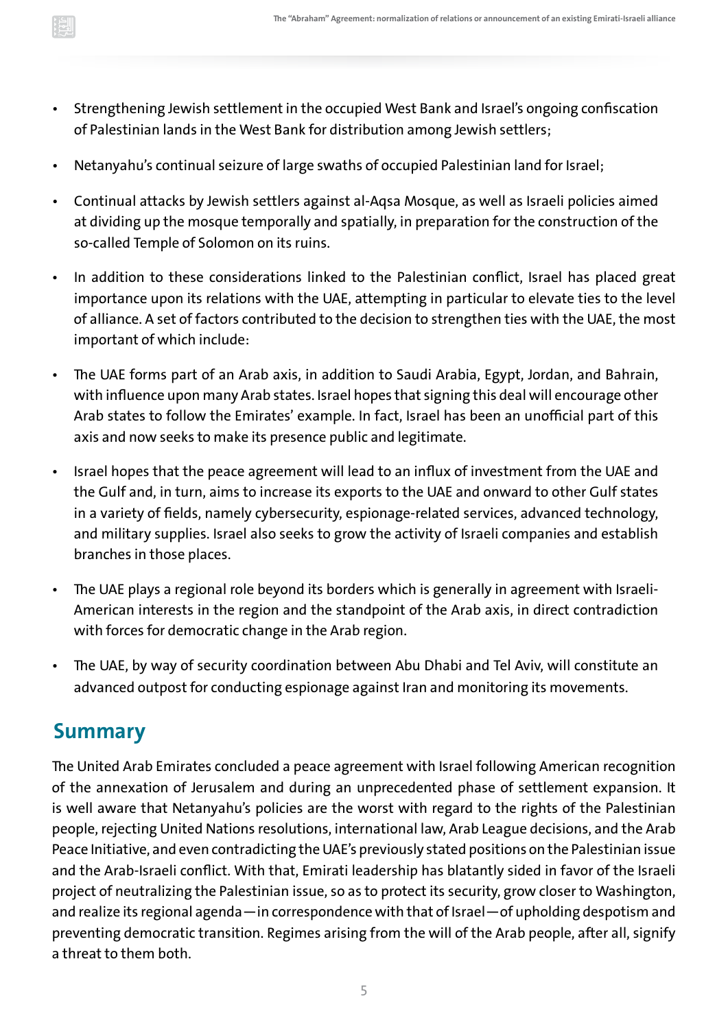- Strengthening Jewish settlement in the occupied West Bank and Israel's ongoing confiscation of Palestinian lands in the West Bank for distribution among Jewish settlers;
- Netanyahu's continual seizure of large swaths of occupied Palestinian land for Israel;
- Continual attacks by Jewish settlers against al-Aqsa Mosque, as well as Israeli policies aimed at dividing up the mosque temporally and spatially, in preparation for the construction of the so-called Temple of Solomon on its ruins.
- In addition to these considerations linked to the Palestinian conflict, Israel has placed great importance upon its relations with the UAE, attempting in particular to elevate ties to the level of alliance. A set of factors contributed to the decision to strengthen ties with the UAE, the most important of which include:
- The UAE forms part of an Arab axis, in addition to Saudi Arabia, Egypt, Jordan, and Bahrain, with influence upon many Arab states. Israel hopes that signing this deal will encourage other Arab states to follow the Emirates' example. In fact, Israel has been an unofficial part of this axis and now seeks to make its presence public and legitimate.
- Israel hopes that the peace agreement will lead to an influx of investment from the UAE and the Gulf and, in turn, aims to increase its exports to the UAE and onward to other Gulf states in a variety of fields, namely cybersecurity, espionage-related services, advanced technology, and military supplies. Israel also seeks to grow the activity of Israeli companies and establish branches in those places.
- The UAE plays a regional role beyond its borders which is generally in agreement with Israeli-American interests in the region and the standpoint of the Arab axis, in direct contradiction with forces for democratic change in the Arab region.
- The UAE, by way of security coordination between Abu Dhabi and Tel Aviv, will constitute an advanced outpost for conducting espionage against Iran and monitoring its movements.

## Summary

The United Arab Emirates concluded a peace agreement with Israel following American recognition of the annexation of Jerusalem and during an unprecedented phase of settlement expansion. It is well aware that Netanyahu's policies are the worst with regard to the rights of the Palestinian people, rejecting United Nations resolutions, international law, Arab League decisions, and the Arab Peace Initiative, and even contradicting the UAE's previously stated positions on the Palestinian issue and the Arab-Israeli conflict. With that, Emirati leadership has blatantly sided in favor of the Israeli project of neutralizing the Palestinian issue, so as to protect its security, grow closer to Washington, and realize its regional agenda—in correspondence with that of Israel—of upholding despotism and preventing democratic transition. Regimes arising from the will of the Arab people, after all, signify a threat to them both.